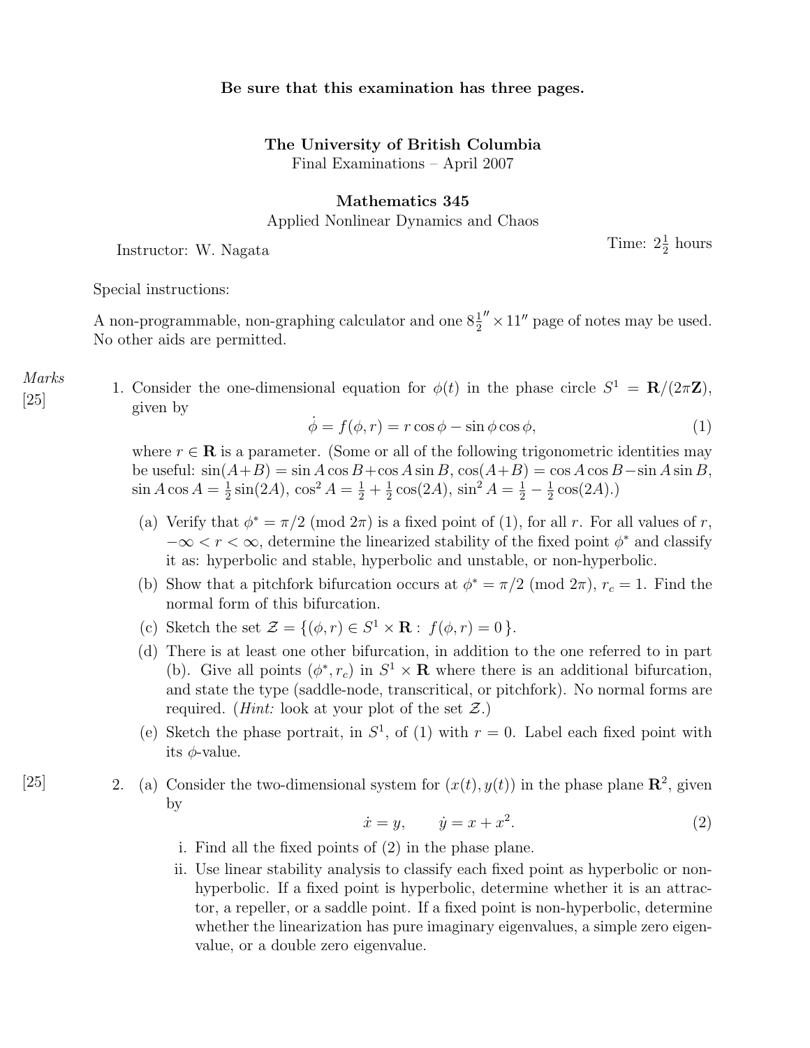**Be sure that this examination has three pages.**

**The University of British Columbia**
Final Examinations – April 2007

**Mathematics 345**
Applied Nonlinear Dynamics and Chaos

Instructor: W. Nagata

Time: $2\frac{1}{2}$ hours

Special instructions:

A non-programmable, non-graphing calculator and one $8\frac{1}{2}'' \times 11''$ page of notes may be used. No other aids are permitted.

*Marks*

[25] 1. Consider the one-dimensional equation for $\phi(t)$ in the phase circle $S^1 = \mathbf{R}/(2\pi\mathbf{Z})$, given by

$$\dot{\phi} = f(\phi, r) = r\cos\phi - \sin\phi\cos\phi, \tag{1}$$

where $r \in \mathbf{R}$ is a parameter. (Some or all of the following trigonometric identities may be useful: $\sin(A+B) = \sin A\cos B + \cos A\sin B$, $\cos(A+B) = \cos A\cos B - \sin A\sin B$, $\sin A\cos A = \frac{1}{2}\sin(2A)$, $\cos^2 A = \frac{1}{2} + \frac{1}{2}\cos(2A)$, $\sin^2 A = \frac{1}{2} - \frac{1}{2}\cos(2A)$.)

(a) Verify that $\phi^* = \pi/2 \pmod{2\pi}$ is a fixed point of (1), for all $r$. For all values of $r$, $-\infty < r < \infty$, determine the linearized stability of the fixed point $\phi^*$ and classify it as: hyperbolic and stable, hyperbolic and unstable, or non-hyperbolic.

(b) Show that a pitchfork bifurcation occurs at $\phi^* = \pi/2 \pmod{2\pi}$, $r_c = 1$. Find the normal form of this bifurcation.

(c) Sketch the set $\mathcal{Z} = \{(\phi, r) \in S^1 \times \mathbf{R} : f(\phi, r) = 0\}$.

(d) There is at least one other bifurcation, in addition to the one referred to in part (b). Give all points $(\phi^*, r_c)$ in $S^1 \times \mathbf{R}$ where there is an additional bifurcation, and state the type (saddle-node, transcritical, or pitchfork). No normal forms are required. (*Hint:* look at your plot of the set $\mathcal{Z}$.)

(e) Sketch the phase portrait, in $S^1$, of (1) with $r = 0$. Label each fixed point with its $\phi$-value.

[25] 2. (a) Consider the two-dimensional system for $(x(t), y(t))$ in the phase plane $\mathbf{R}^2$, given by

$$\dot{x} = y, \qquad \dot{y} = x + x^2. \tag{2}$$

i. Find all the fixed points of (2) in the phase plane.

ii. Use linear stability analysis to classify each fixed point as hyperbolic or non-hyperbolic. If a fixed point is hyperbolic, determine whether it is an attractor, a repeller, or a saddle point. If a fixed point is non-hyperbolic, determine whether the linearization has pure imaginary eigenvalues, a simple zero eigenvalue, or a double zero eigenvalue.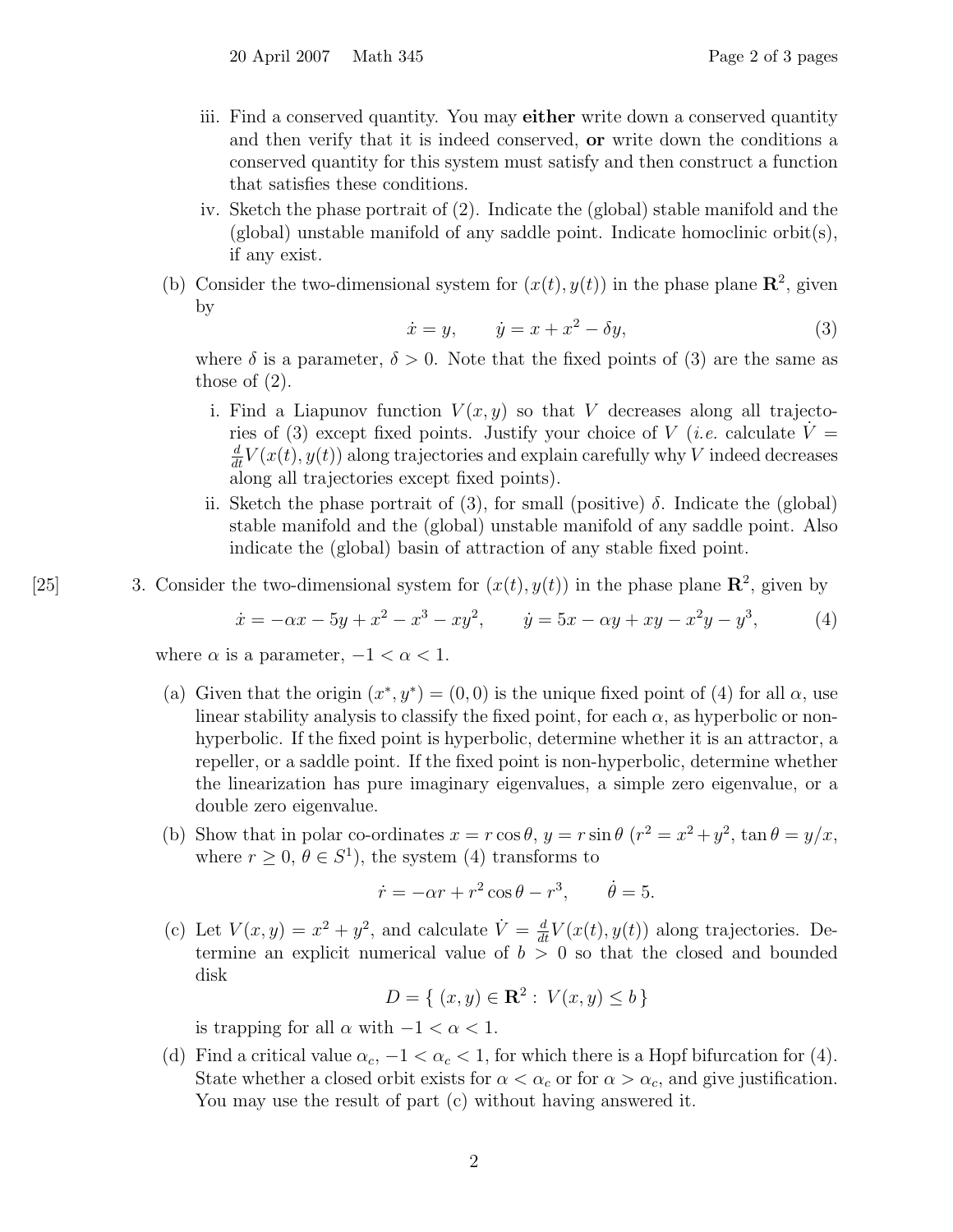iii. Find a conserved quantity. You may **either** write down a conserved quantity and then verify that it is indeed conserved, **or** write down the conditions a conserved quantity for this system must satisfy and then construct a function that satisfies these conditions.

iv. Sketch the phase portrait of (2). Indicate the (global) stable manifold and the (global) unstable manifold of any saddle point. Indicate homoclinic orbit(s), if any exist.

(b) Consider the two-dimensional system for $(x(t), y(t))$ in the phase plane $\mathbf{R}^2$, given by

$$\dot{x} = y, \qquad \dot{y} = x + x^2 - \delta y, \tag{3}$$

where $\delta$ is a parameter, $\delta > 0$. Note that the fixed points of (3) are the same as those of (2).

i. Find a Liapunov function $V(x, y)$ so that $V$ decreases along all trajectories of (3) except fixed points. Justify your choice of $V$ (*i.e.* calculate $\dot{V} = \frac{d}{dt}V(x(t), y(t))$ along trajectories and explain carefully why $V$ indeed decreases along all trajectories except fixed points).

ii. Sketch the phase portrait of (3), for small (positive) $\delta$. Indicate the (global) stable manifold and the (global) unstable manifold of any saddle point. Also indicate the (global) basin of attraction of any stable fixed point.

[25] 3. Consider the two-dimensional system for $(x(t), y(t))$ in the phase plane $\mathbf{R}^2$, given by

$$\dot{x} = -\alpha x - 5y + x^2 - x^3 - xy^2, \qquad \dot{y} = 5x - \alpha y + xy - x^2 y - y^3, \tag{4}$$

where $\alpha$ is a parameter, $-1 < \alpha < 1$.

(a) Given that the origin $(x^*, y^*) = (0, 0)$ is the unique fixed point of (4) for all $\alpha$, use linear stability analysis to classify the fixed point, for each $\alpha$, as hyperbolic or non-hyperbolic. If the fixed point is hyperbolic, determine whether it is an attractor, a repeller, or a saddle point. If the fixed point is non-hyperbolic, determine whether the linearization has pure imaginary eigenvalues, a simple zero eigenvalue, or a double zero eigenvalue.

(b) Show that in polar co-ordinates $x = r\cos\theta$, $y = r\sin\theta$ ($r^2 = x^2 + y^2$, $\tan\theta = y/x$, where $r \geq 0$, $\theta \in S^1$), the system (4) transforms to

$$\dot{r} = -\alpha r + r^2\cos\theta - r^3, \qquad \dot{\theta} = 5.$$

(c) Let $V(x, y) = x^2 + y^2$, and calculate $\dot{V} = \frac{d}{dt}V(x(t), y(t))$ along trajectories. Determine an explicit numerical value of $b > 0$ so that the closed and bounded disk

$$D = \{\ (x, y) \in \mathbf{R}^2 : \ V(x, y) \leq b\ \}$$

is trapping for all $\alpha$ with $-1 < \alpha < 1$.

(d) Find a critical value $\alpha_c$, $-1 < \alpha_c < 1$, for which there is a Hopf bifurcation for (4). State whether a closed orbit exists for $\alpha < \alpha_c$ or for $\alpha > \alpha_c$, and give justification. You may use the result of part (c) without having answered it.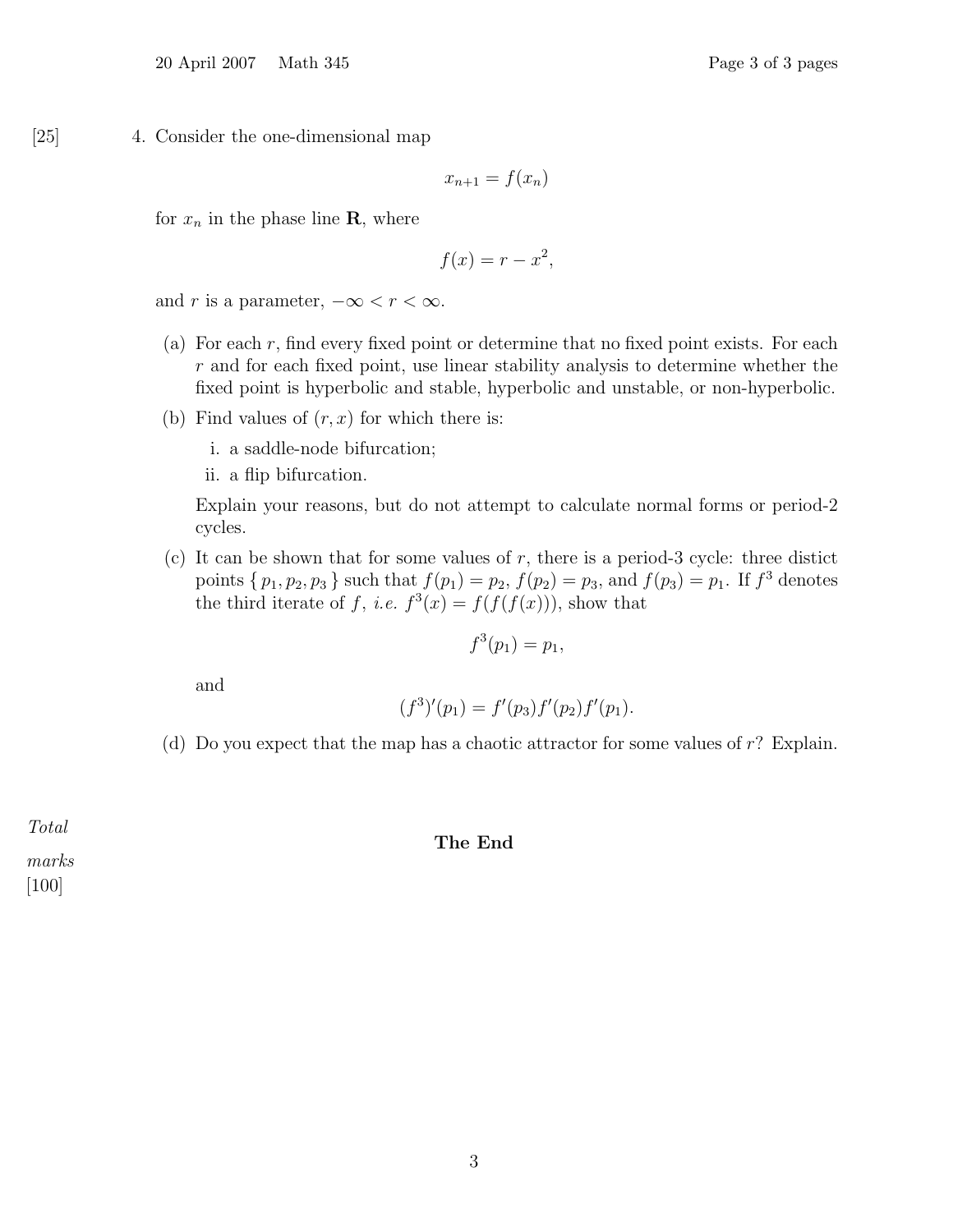[25] 4. Consider the one-dimensional map

$$x_{n+1} = f(x_n)$$

for $x_n$ in the phase line $\mathbf{R}$, where

$$f(x) = r - x^2,$$

and $r$ is a parameter, $-\infty < r < \infty$.

(a) For each $r$, find every fixed point or determine that no fixed point exists. For each $r$ and for each fixed point, use linear stability analysis to determine whether the fixed point is hyperbolic and stable, hyperbolic and unstable, or non-hyperbolic.

(b) Find values of $(r, x)$ for which there is:

i. a saddle-node bifurcation;

ii. a flip bifurcation.

Explain your reasons, but do not attempt to calculate normal forms or period-2 cycles.

(c) It can be shown that for some values of $r$, there is a period-3 cycle: three distict points $\{ p_1, p_2, p_3 \}$ such that $f(p_1) = p_2$, $f(p_2) = p_3$, and $f(p_3) = p_1$. If $f^3$ denotes the third iterate of $f$, *i.e.* $f^3(x) = f(f(f(x)))$, show that

$$f^3(p_1) = p_1,$$

and

$$(f^3)'(p_1) = f'(p_3)f'(p_2)f'(p_1).$$

(d) Do you expect that the map has a chaotic attractor for some values of $r$? Explain.

*Total marks* [100]

**The End**